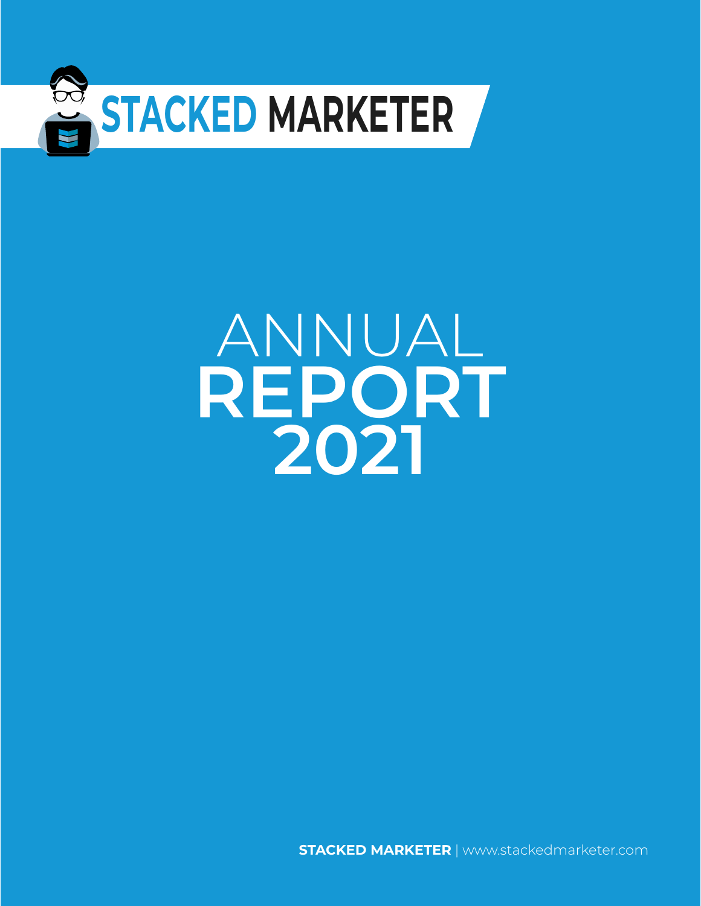STACKED MARKETER

# ANNUAL REPORT 2021

**STACKED MARKETER** | www.stackedmarketer.com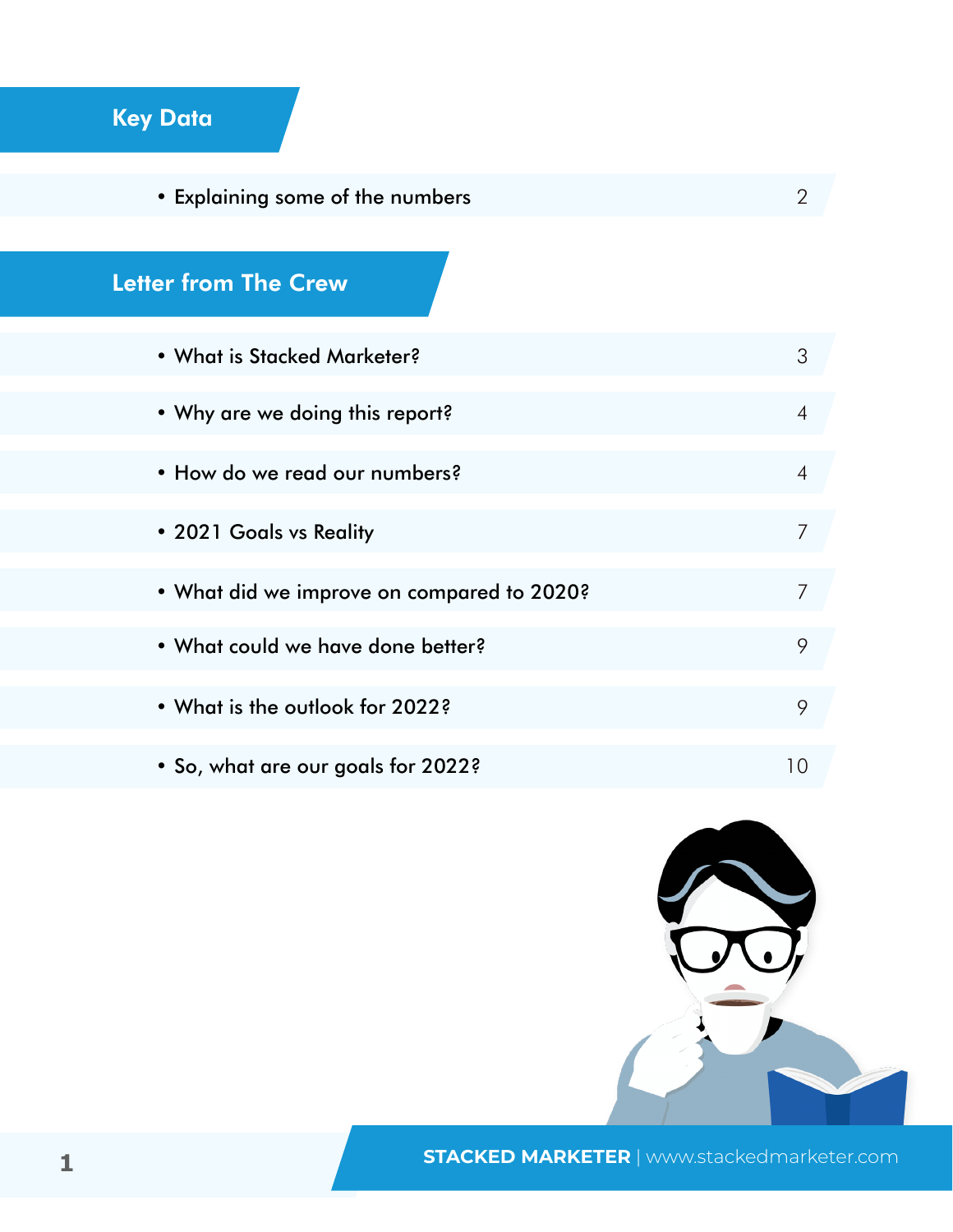## Key Data

- Explaining some of the numbers 2

## Letter from The Crew

- What is Stacked Marketer? 3
- Why are we doing this report? 4
- How do we read our numbers? 4
- 2021 Goals vs Reality 7
- What did we improve on compared to 2020? 7
- What could we have done better? 9
- What is the outlook for 2022? 9
- So, what are our goals for 2022? 10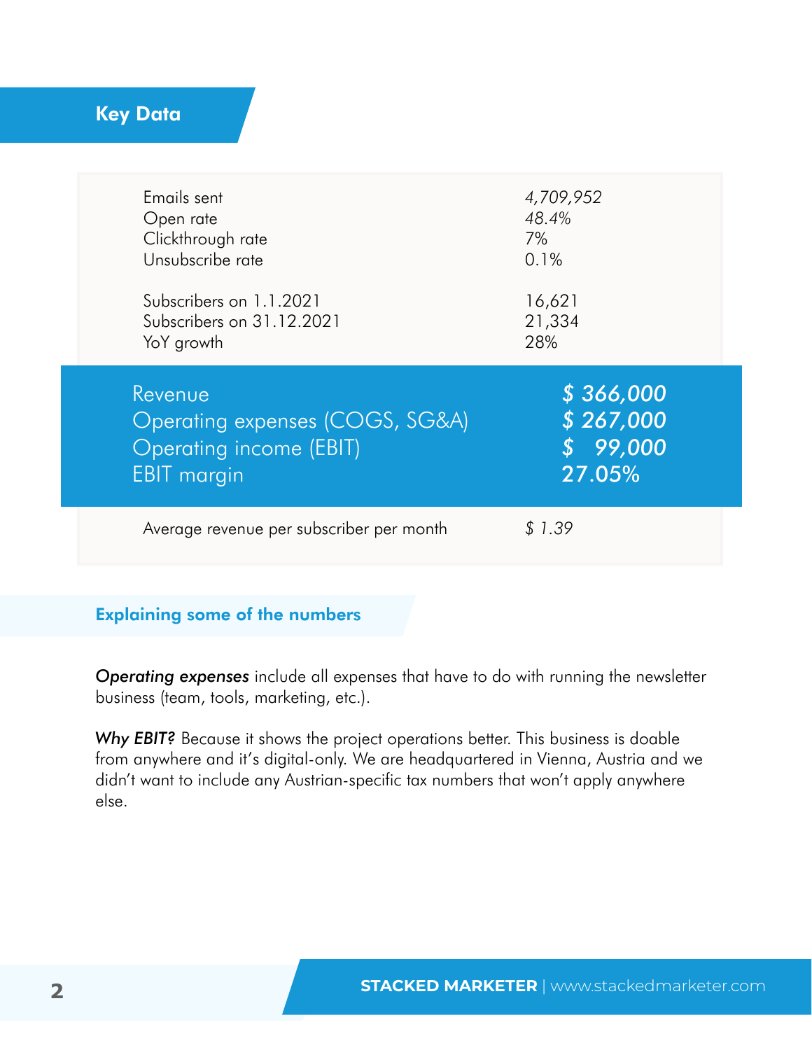## Key Data

| | |
|---|---|
| Emails sent | *4,709,952* |
| Open rate | *48.4%* |
| Clickthrough rate | *7%* |
| Unsubscribe rate | 0.1% |
| Subscribers on 1.1.2021 | 16,621 |
| Subscribers on 31.12.2021 | 21,334 |
| YoY growth | 28% |
| Revenue | ***$ 366,000*** |
| Operating expenses (COGS, SG&A) | ***$ 267,000*** |
| Operating income (EBIT) | ***$ 99,000*** |
| EBIT margin | **27.05%** |
| Average revenue per subscriber per month | *$ 1.39* |

### Explaining some of the numbers

***Operating expenses*** include all expenses that have to do with running the newsletter business (team, tools, marketing, etc.).

***Why EBIT?*** Because it shows the project operations better. This business is doable from anywhere and it's digital-only. We are headquartered in Vienna, Austria and we didn't want to include any Austrian-specific tax numbers that won't apply anywhere else.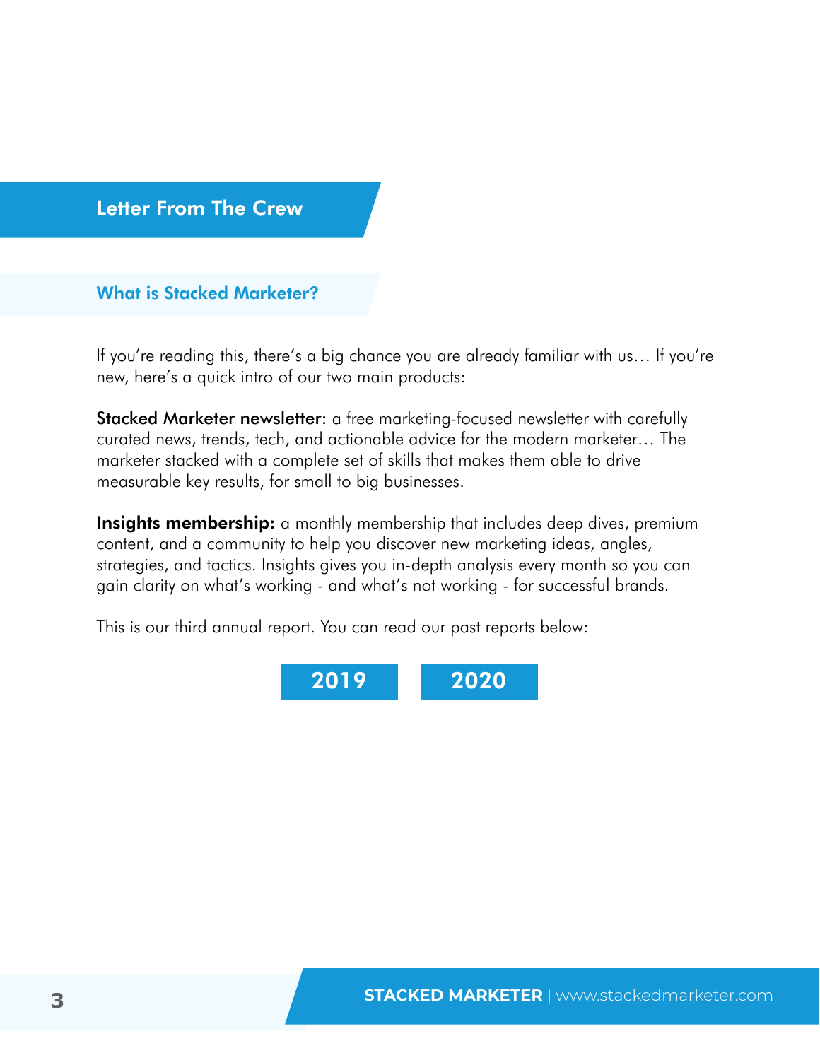## Letter From The Crew

### What is Stacked Marketer?

If you're reading this, there's a big chance you are already familiar with us… If you're new, here's a quick intro of our two main products:

**Stacked Marketer newsletter**: a free marketing-focused newsletter with carefully curated news, trends, tech, and actionable advice for the modern marketer… The marketer stacked with a complete set of skills that makes them able to drive measurable key results, for small to big businesses.

**Insights membership:** a monthly membership that includes deep dives, premium content, and a community to help you discover new marketing ideas, angles, strategies, and tactics. Insights gives you in-depth analysis every month so you can gain clarity on what's working - and what's not working - for successful brands.

This is our third annual report. You can read our past reports below:

**2019** **2020**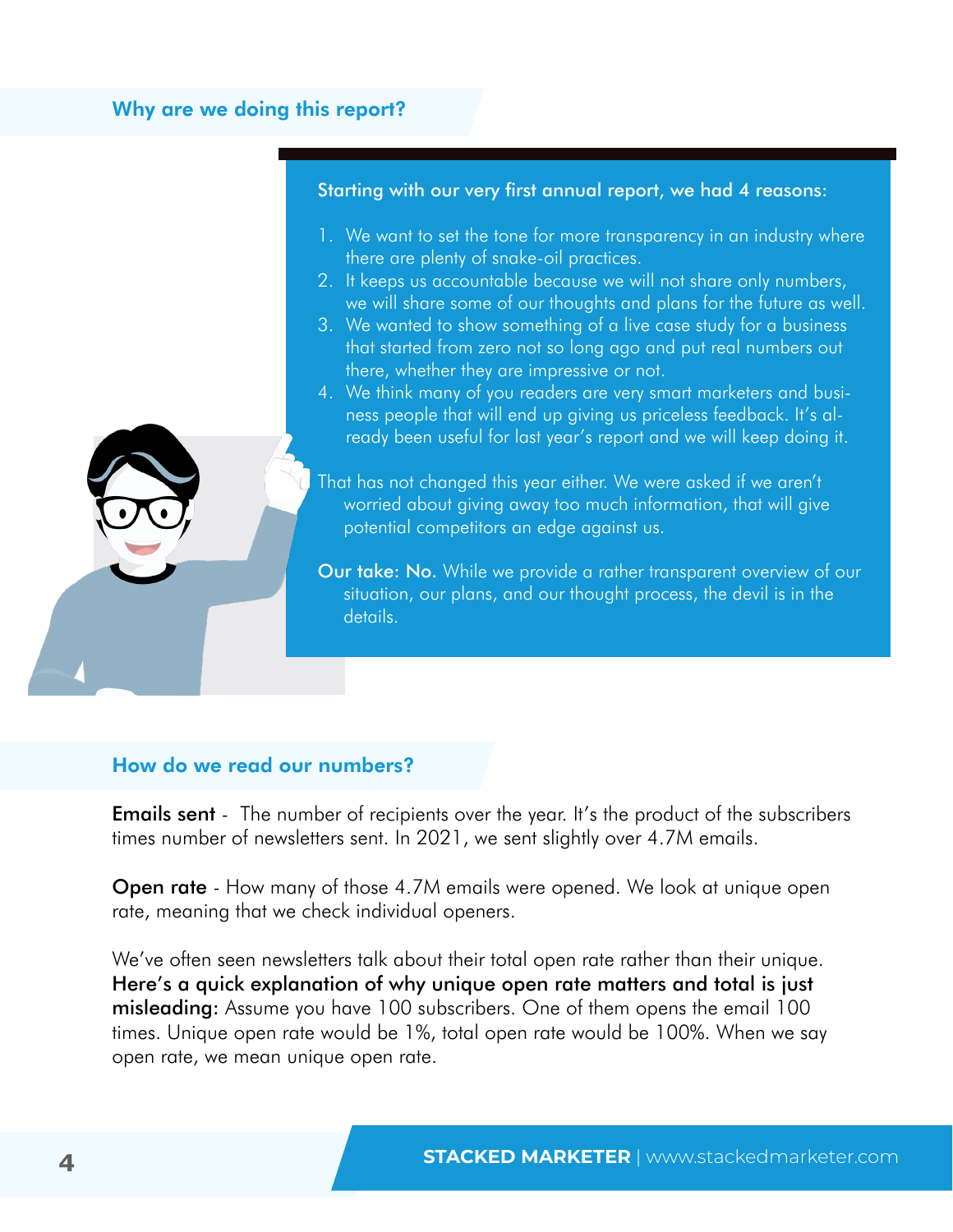## Why are we doing this report?

Starting with our very first annual report, we had 4 reasons:

1. We want to set the tone for more transparency in an industry where there are plenty of snake-oil practices.
2. It keeps us accountable because we will not share only numbers, we will share some of our thoughts and plans for the future as well.
3. We wanted to show something of a live case study for a business that started from zero not so long ago and put real numbers out there, whether they are impressive or not.
4. We think many of you readers are very smart marketers and business people that will end up giving us priceless feedback. It's already been useful for last year's report and we will keep doing it.

That has not changed this year either. We were asked if we aren't worried about giving away too much information, that will give potential competitors an edge against us.

**Our take: No.** While we provide a rather transparent overview of our situation, our plans, and our thought process, the devil is in the details.

## How do we read our numbers?

**Emails sent** - The number of recipients over the year. It's the product of the subscribers times number of newsletters sent. In 2021, we sent slightly over 4.7M emails.

**Open rate** - How many of those 4.7M emails were opened. We look at unique open rate, meaning that we check individual openers.

We've often seen newsletters talk about their total open rate rather than their unique. **Here's a quick explanation of why unique open rate matters and total is just misleading:** Assume you have 100 subscribers. One of them opens the email 100 times. Unique open rate would be 1%, total open rate would be 100%. When we say open rate, we mean unique open rate.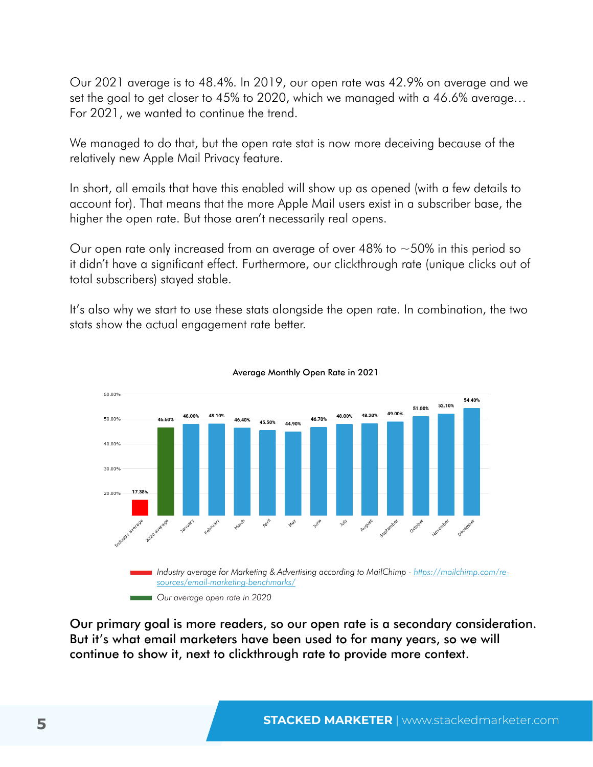Our 2021 average is to 48.4%. In 2019, our open rate was 42.9% on average and we set the goal to get closer to 45% to 2020, which we managed with a 46.6% average… For 2021, we wanted to continue the trend.

We managed to do that, but the open rate stat is now more deceiving because of the relatively new Apple Mail Privacy feature.

In short, all emails that have this enabled will show up as opened (with a few details to account for). That means that the more Apple Mail users exist in a subscriber base, the higher the open rate. But those aren't necessarily real opens.

Our open rate only increased from an average of over 48% to ~50% in this period so it didn't have a significant effect. Furthermore, our clickthrough rate (unique clicks out of total subscribers) stayed stable.

It's also why we start to use these stats alongside the open rate. In combination, the two stats show the actual engagement rate better.

**Average Monthly Open Rate in 2021**

| Category | Open Rate |
|---|---|
| Industry average | 17.38% |
| 2020 average | 46.60% |
| January | 48.00% |
| February | 48.10% |
| March | 46.40% |
| April | 45.50% |
| May | 44.90% |
| June | 46.70% |
| July | 48.00% |
| August | 48.20% |
| September | 49.00% |
| October | 51.00% |
| November | 52.10% |
| December | 54.40% |

*Industry average for Marketing & Advertising according to MailChimp - https://mailchimp.com/resources/email-marketing-benchmarks/*

*Our average open rate in 2020*

**Our primary goal is more readers, so our open rate is a secondary consideration. But it's what email marketers have been used to for many years, so we will continue to show it, next to clickthrough rate to provide more context.**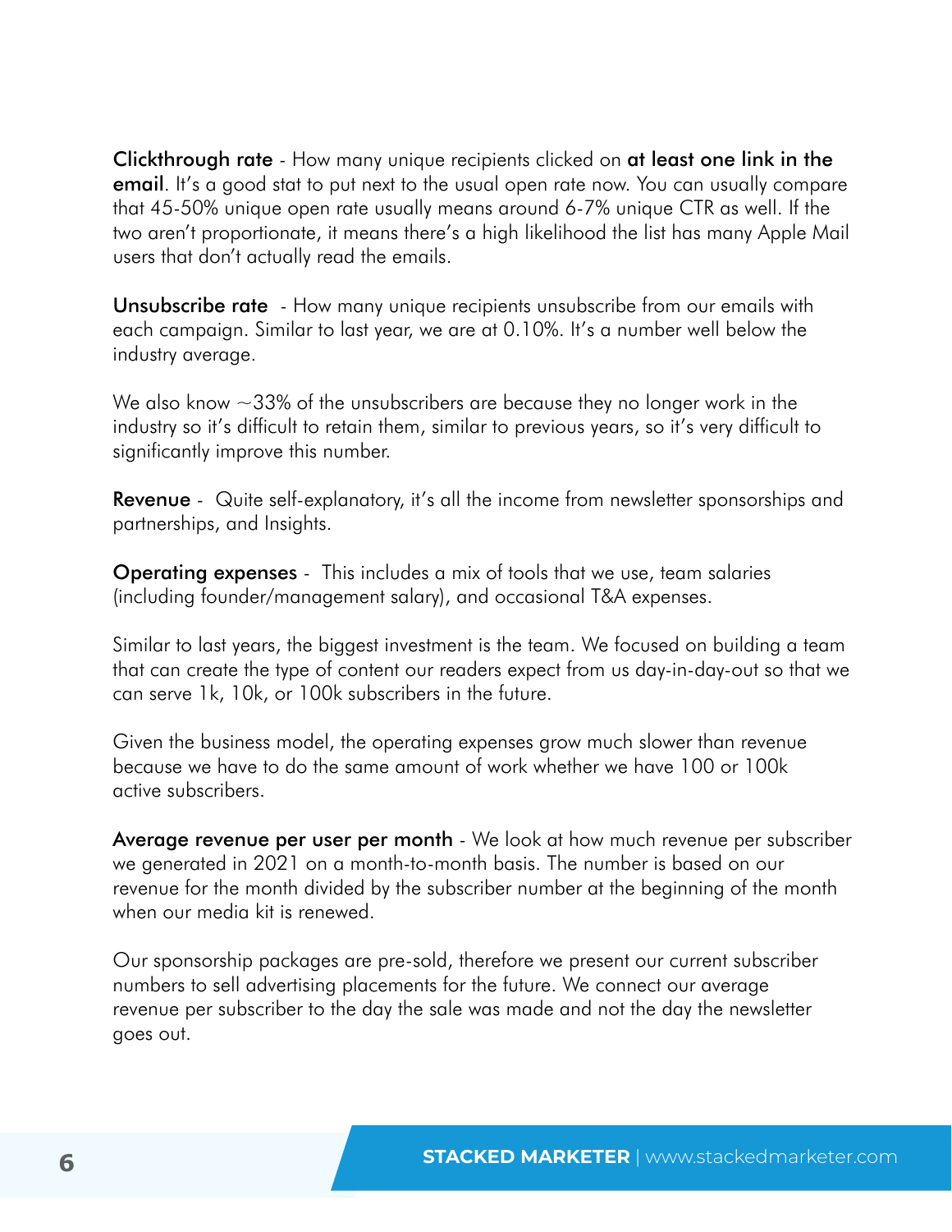**Clickthrough rate** - How many unique recipients clicked on **at least one link in the email**. It's a good stat to put next to the usual open rate now. You can usually compare that 45-50% unique open rate usually means around 6-7% unique CTR as well. If the two aren't proportionate, it means there's a high likelihood the list has many Apple Mail users that don't actually read the emails.

**Unsubscribe rate** - How many unique recipients unsubscribe from our emails with each campaign. Similar to last year, we are at 0.10%. It's a number well below the industry average.

We also know ~33% of the unsubscribers are because they no longer work in the industry so it's difficult to retain them, similar to previous years, so it's very difficult to significantly improve this number.

**Revenue** - Quite self-explanatory, it's all the income from newsletter sponsorships and partnerships, and Insights.

**Operating expenses** - This includes a mix of tools that we use, team salaries (including founder/management salary), and occasional T&A expenses.

Similar to last years, the biggest investment is the team. We focused on building a team that can create the type of content our readers expect from us day-in-day-out so that we can serve 1k, 10k, or 100k subscribers in the future.

Given the business model, the operating expenses grow much slower than revenue because we have to do the same amount of work whether we have 100 or 100k active subscribers.

**Average revenue per user per month** - We look at how much revenue per subscriber we generated in 2021 on a month-to-month basis. The number is based on our revenue for the month divided by the subscriber number at the beginning of the month when our media kit is renewed.

Our sponsorship packages are pre-sold, therefore we present our current subscriber numbers to sell advertising placements for the future. We connect our average revenue per subscriber to the day the sale was made and not the day the newsletter goes out.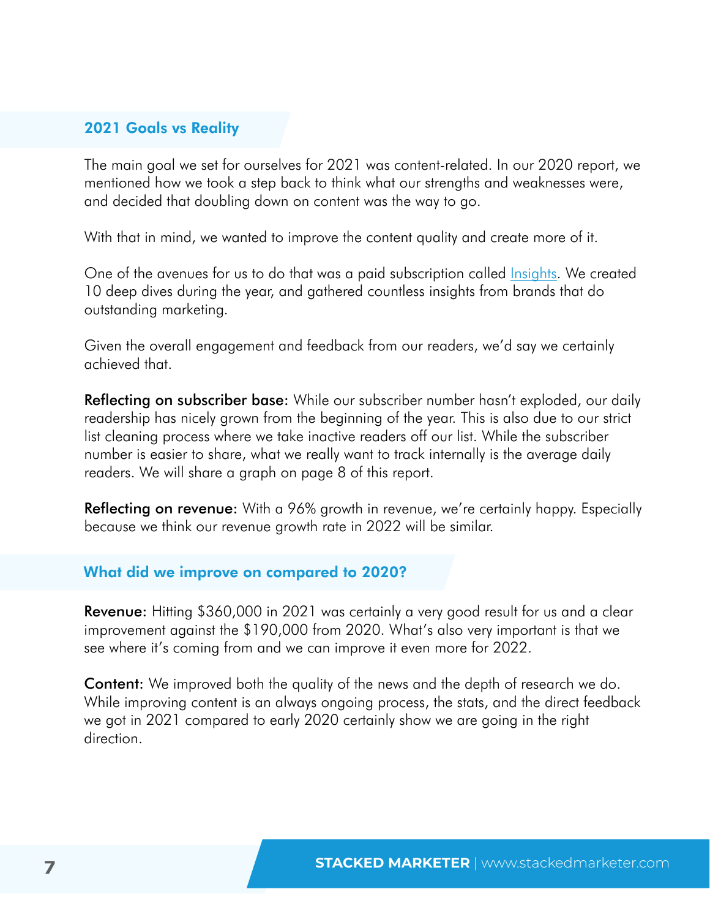## 2021 Goals vs Reality

The main goal we set for ourselves for 2021 was content-related. In our 2020 report, we mentioned how we took a step back to think what our strengths and weaknesses were, and decided that doubling down on content was the way to go.

With that in mind, we wanted to improve the content quality and create more of it.

One of the avenues for us to do that was a paid subscription called Insights. We created 10 deep dives during the year, and gathered countless insights from brands that do outstanding marketing.

Given the overall engagement and feedback from our readers, we'd say we certainly achieved that.

**Reflecting on subscriber base:** While our subscriber number hasn't exploded, our daily readership has nicely grown from the beginning of the year. This is also due to our strict list cleaning process where we take inactive readers off our list. While the subscriber number is easier to share, what we really want to track internally is the average daily readers. We will share a graph on page 8 of this report.

**Reflecting on revenue:** With a 96% growth in revenue, we're certainly happy. Especially because we think our revenue growth rate in 2022 will be similar.

## What did we improve on compared to 2020?

**Revenue:** Hitting $360,000 in 2021 was certainly a very good result for us and a clear improvement against the $190,000 from 2020. What's also very important is that we see where it's coming from and we can improve it even more for 2022.

**Content:** We improved both the quality of the news and the depth of research we do. While improving content is an always ongoing process, the stats, and the direct feedback we got in 2021 compared to early 2020 certainly show we are going in the right direction.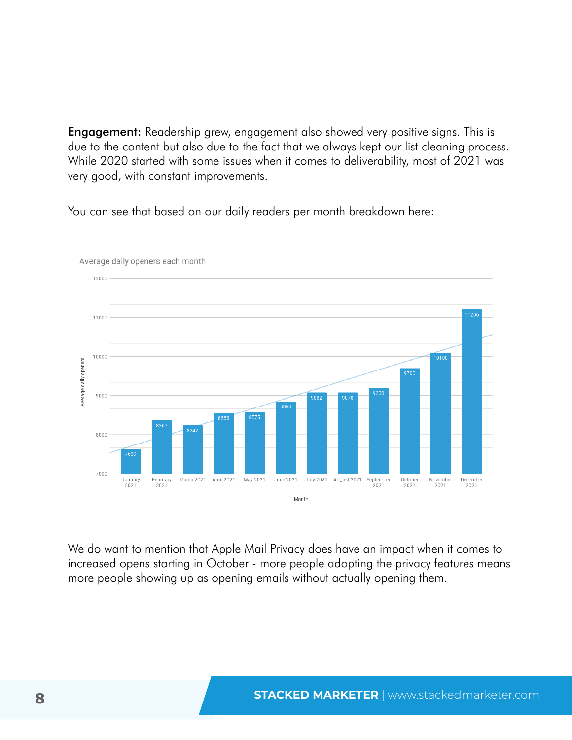**Engagement:** Readership grew, engagement also showed very positive signs. This is due to the content but also due to the fact that we always kept our list cleaning process. While 2020 started with some issues when it comes to deliverability, most of 2021 was very good, with constant improvements.

You can see that based on our daily readers per month breakdown here:

Average daily openers each month

| Month | Average daily openers |
|---|---|
| January 2021 | 7639 |
| February 2021 | 8367 |
| March 2021 | 8242 |
| April 2021 | 8558 |
| May 2021 | 8575 |
| June 2021 | 8853 |
| July 2021 | 9082 |
| August 2021 | 9078 |
| September 2021 | 9200 |
| October 2021 | 9700 |
| November 2021 | 10100 |
| December 2021 | 11206 |

We do want to mention that Apple Mail Privacy does have an impact when it comes to increased opens starting in October - more people adopting the privacy features means more people showing up as opening emails without actually opening them.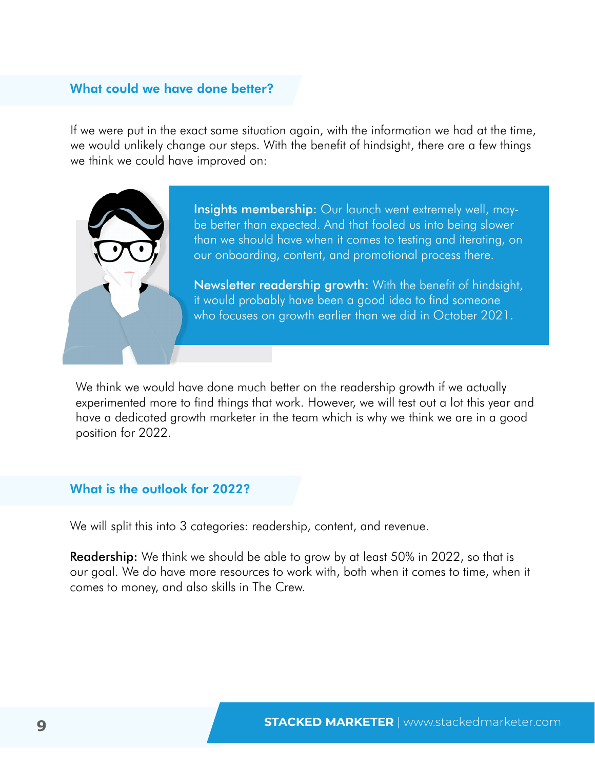## What could we have done better?

If we were put in the exact same situation again, with the information we had at the time, we would unlikely change our steps. With the benefit of hindsight, there are a few things we think we could have improved on:

**Insights membership:** Our launch went extremely well, may-be better than expected. And that fooled us into being slower than we should have when it comes to testing and iterating, on our onboarding, content, and promotional process there.

**Newsletter readership growth:** With the benefit of hindsight, it would probably have been a good idea to find someone who focuses on growth earlier than we did in October 2021.

We think we would have done much better on the readership growth if we actually experimented more to find things that work. However, we will test out a lot this year and have a dedicated growth marketer in the team which is why we think we are in a good position for 2022.

## What is the outlook for 2022?

We will split this into 3 categories: readership, content, and revenue.

**Readership:** We think we should be able to grow by at least 50% in 2022, so that is our goal. We do have more resources to work with, both when it comes to time, when it comes to money, and also skills in The Crew.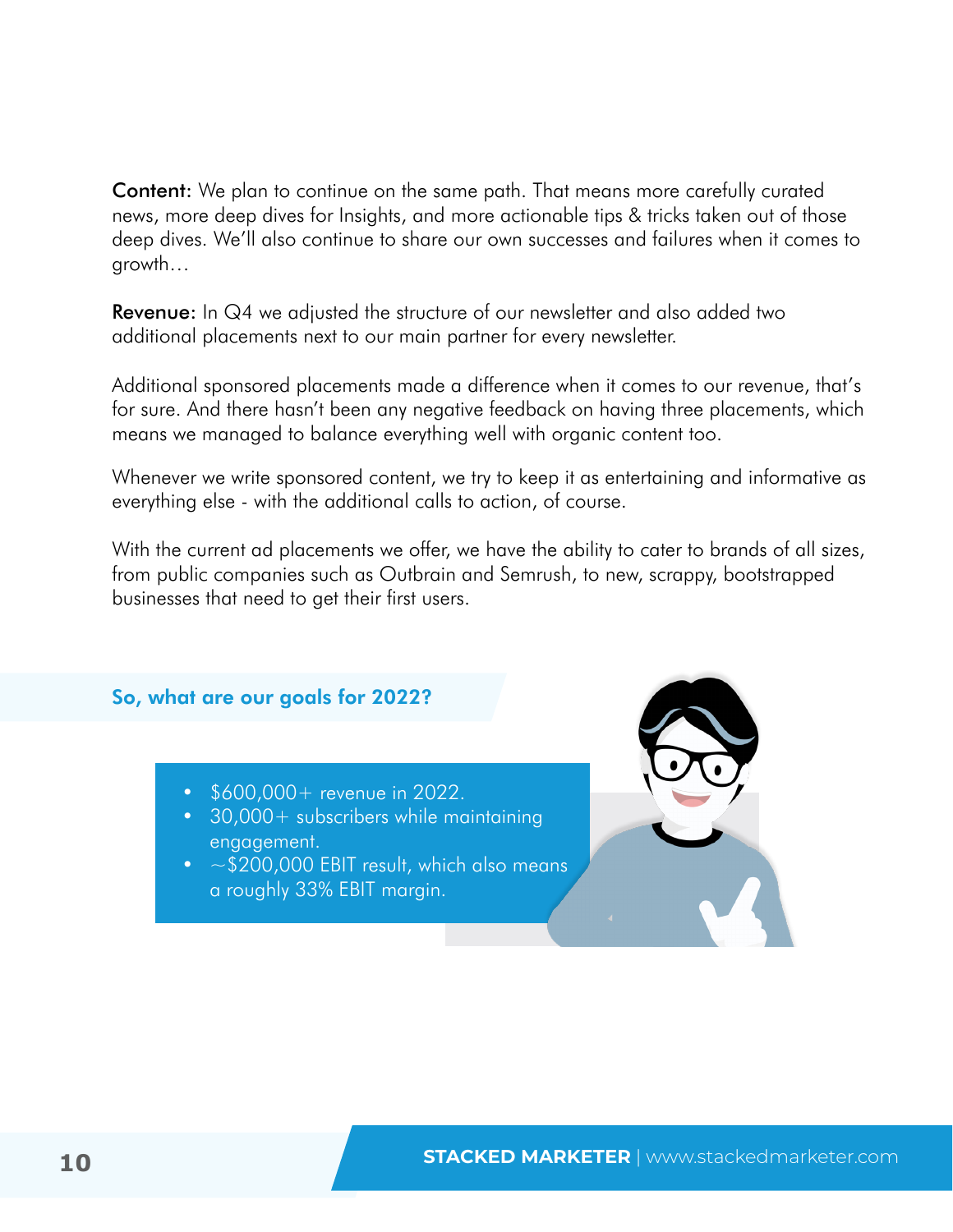**Content:** We plan to continue on the same path. That means more carefully curated news, more deep dives for Insights, and more actionable tips & tricks taken out of those deep dives. We'll also continue to share our own successes and failures when it comes to growth…

**Revenue:** In Q4 we adjusted the structure of our newsletter and also added two additional placements next to our main partner for every newsletter.

Additional sponsored placements made a difference when it comes to our revenue, that's for sure. And there hasn't been any negative feedback on having three placements, which means we managed to balance everything well with organic content too.

Whenever we write sponsored content, we try to keep it as entertaining and informative as everything else - with the additional calls to action, of course.

With the current ad placements we offer, we have the ability to cater to brands of all sizes, from public companies such as Outbrain and Semrush, to new, scrappy, bootstrapped businesses that need to get their first users.

## So, what are our goals for 2022?

- $600,000+ revenue in 2022.
- 30,000+ subscribers while maintaining engagement.
- ~$200,000 EBIT result, which also means a roughly 33% EBIT margin.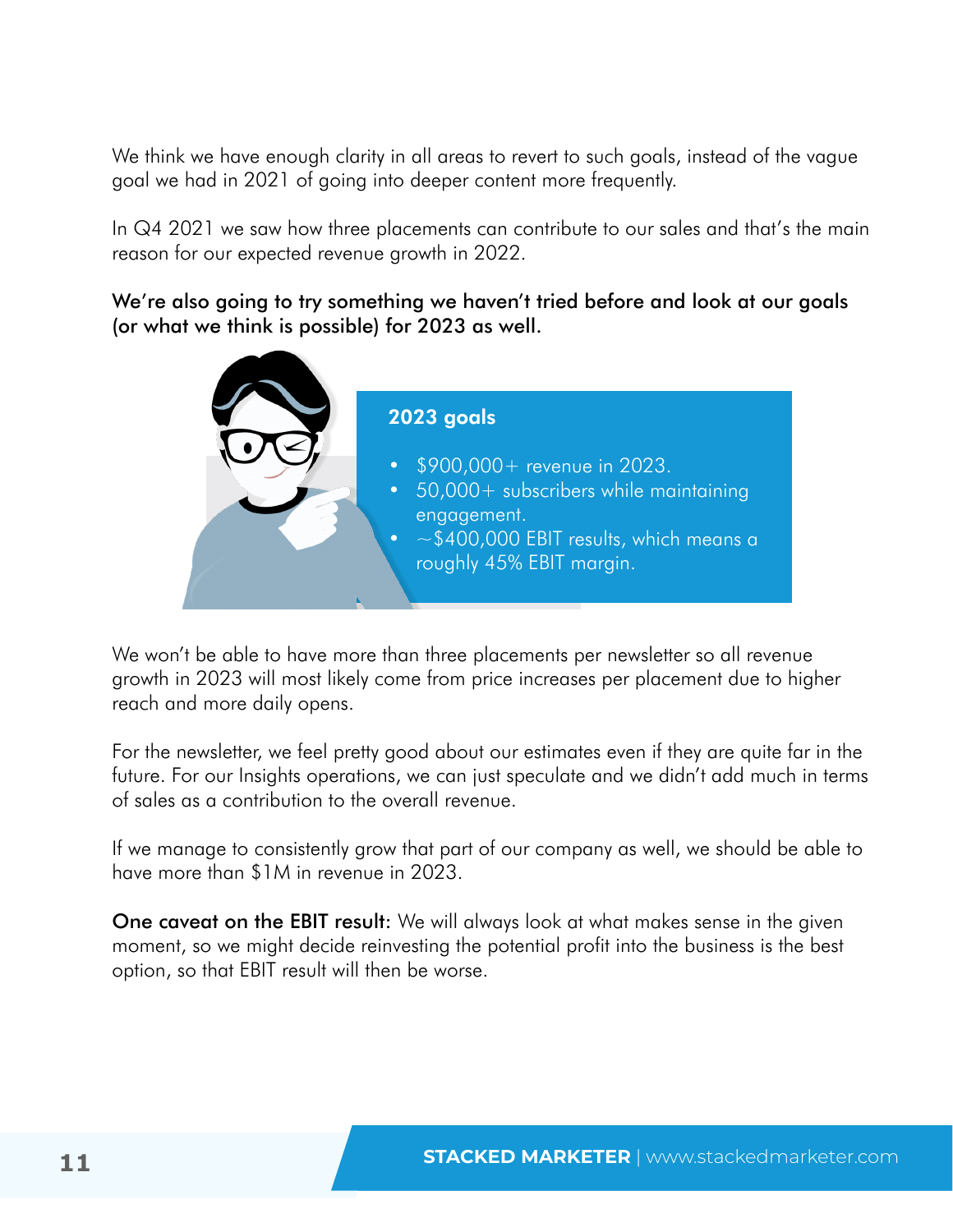We think we have enough clarity in all areas to revert to such goals, instead of the vague goal we had in 2021 of going into deeper content more frequently.

In Q4 2021 we saw how three placements can contribute to our sales and that's the main reason for our expected revenue growth in 2022.

**We're also going to try something we haven't tried before and look at our goals (or what we think is possible) for 2023 as well.**

**2023 goals**

- $900,000+ revenue in 2023.
- 50,000+ subscribers while maintaining engagement.
- ~$400,000 EBIT results, which means a roughly 45% EBIT margin.

We won't be able to have more than three placements per newsletter so all revenue growth in 2023 will most likely come from price increases per placement due to higher reach and more daily opens.

For the newsletter, we feel pretty good about our estimates even if they are quite far in the future. For our Insights operations, we can just speculate and we didn't add much in terms of sales as a contribution to the overall revenue.

If we manage to consistently grow that part of our company as well, we should be able to have more than $1M in revenue in 2023.

**One caveat on the EBIT result:** We will always look at what makes sense in the given moment, so we might decide reinvesting the potential profit into the business is the best option, so that EBIT result will then be worse.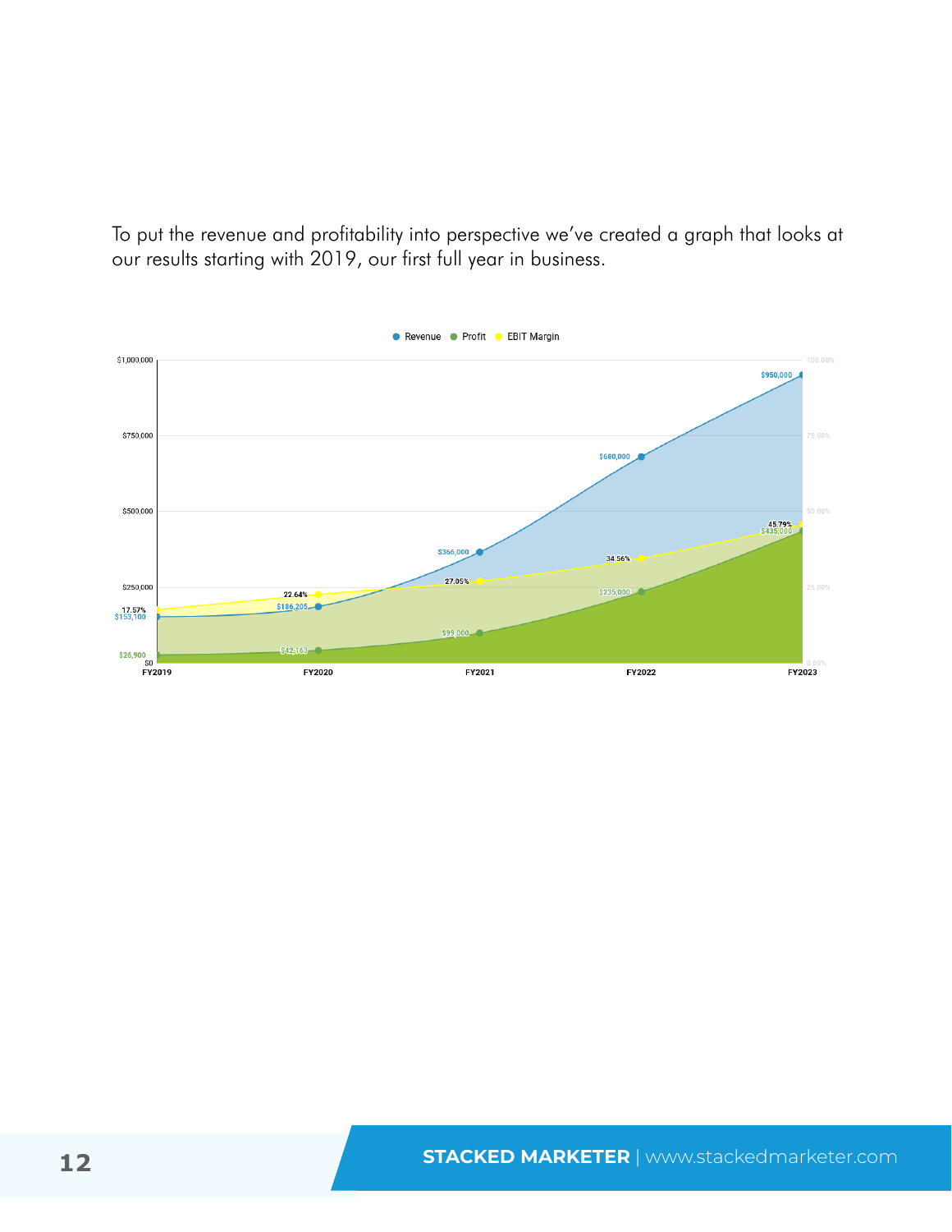To put the revenue and profitability into perspective we've created a graph that looks at our results starting with 2019, our first full year in business.

| | FY2019 | FY2020 | FY2021 | FY2022 | FY2023 |
|---|---|---|---|---|---|
| Revenue | $153,100 | $186,205 | $366,000 | $680,000 | $950,000 |
| Profit | $26,900 | $42,163 | $99,000 | $235,000 | $435,000 |
| EBIT Margin | 17.57% | 22.64% | 27.05% | 34.56% | 45.79% |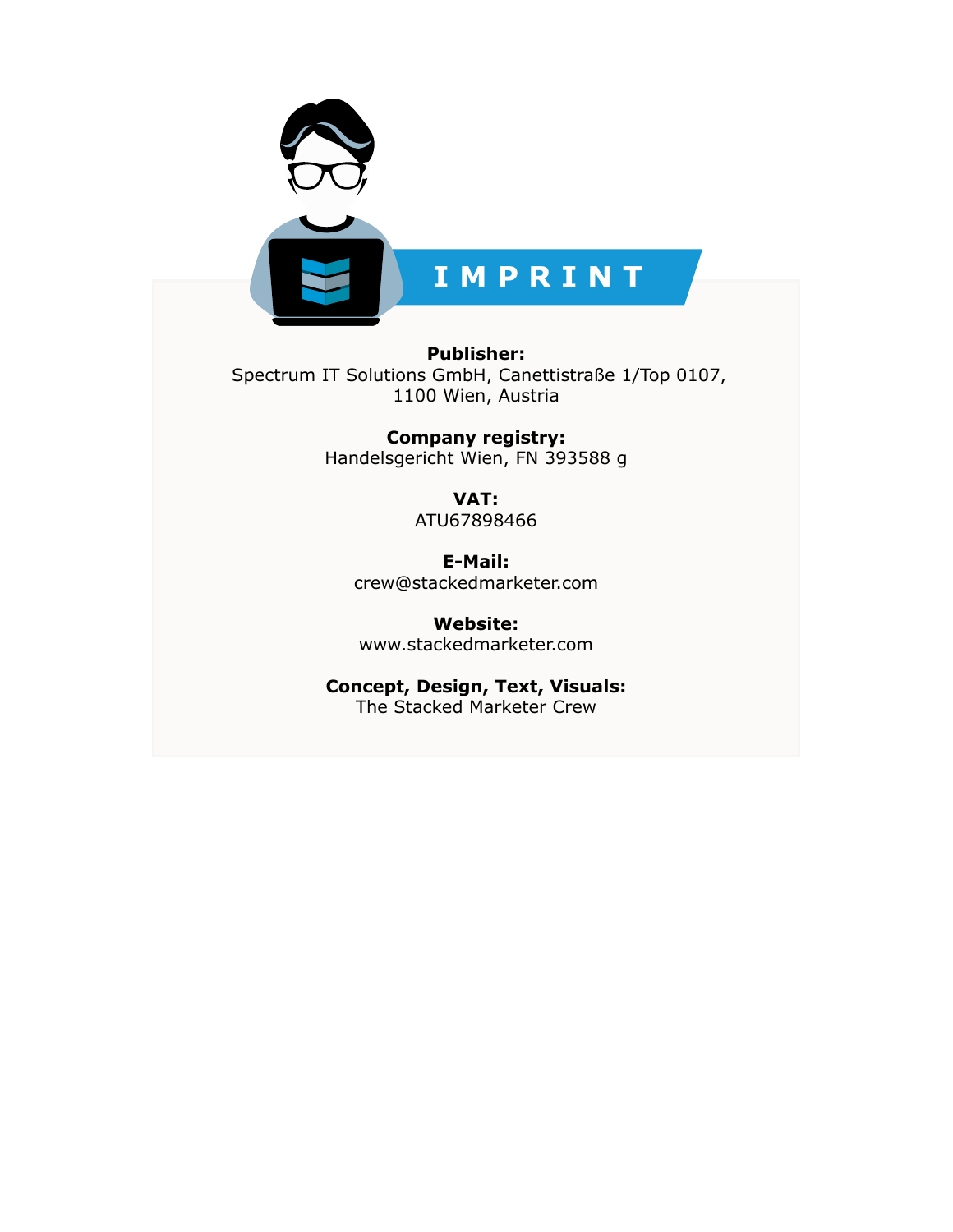# IMPRINT

**Publisher:**
Spectrum IT Solutions GmbH, Canettistraße 1/Top 0107,
1100 Wien, Austria

**Company registry:**
Handelsgericht Wien, FN 393588 g

**VAT:**
ATU67898466

**E-Mail:**
crew@stackedmarketer.com

**Website:**
www.stackedmarketer.com

**Concept, Design, Text, Visuals:**
The Stacked Marketer Crew